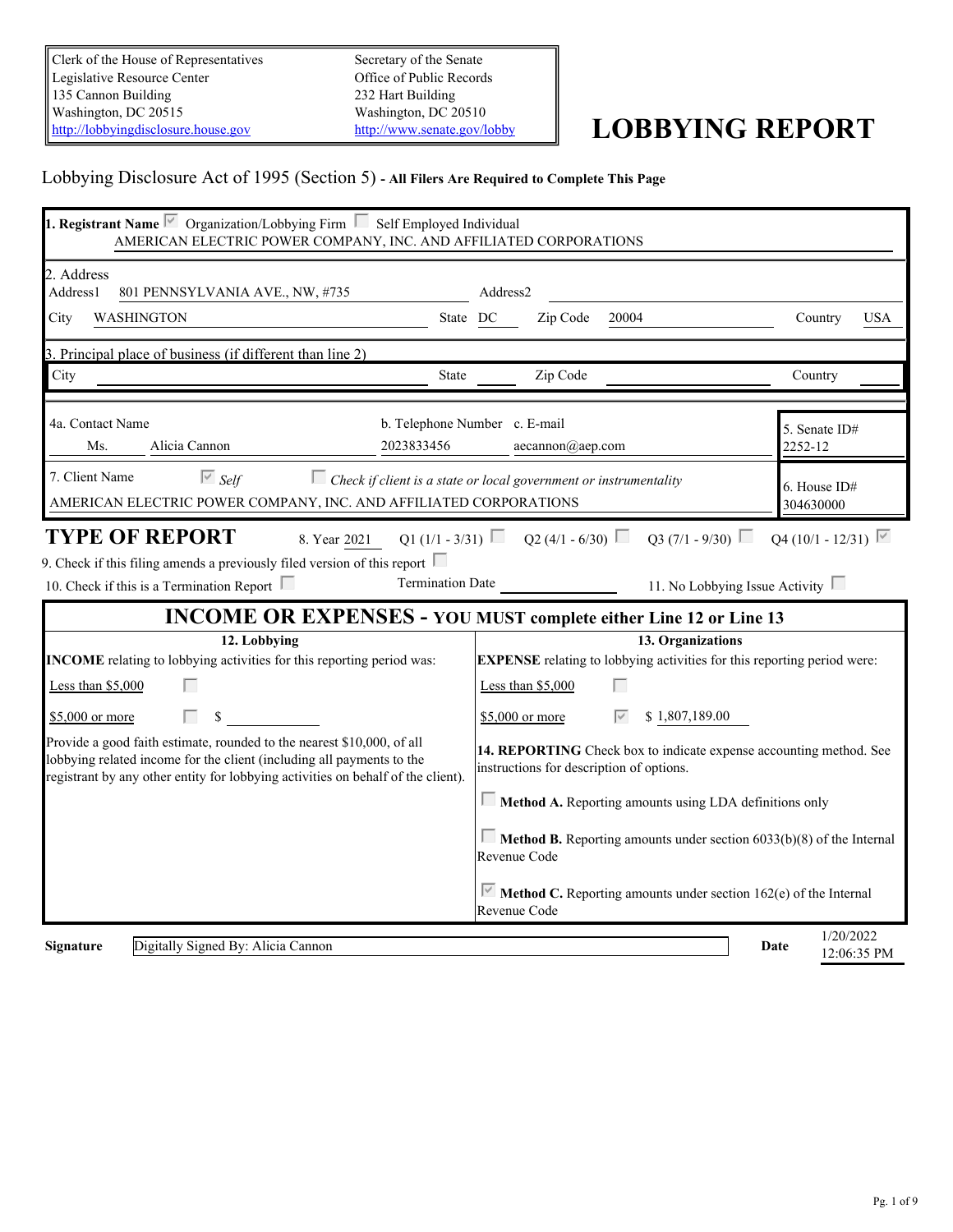| Clerk of the House of Representatives | Secretary of the Senate |
|---|---|
| Legislative Resource Center | Office of Public Records |
| 135 Cannon Building | 232 Hart Building |
| Washington, DC 20515 | Washington, DC 20510 |
| http://lobbyingdisclosure.house.gov | http://www.senate.gov/lobby |

# LOBBYING REPORT

Lobbying Disclosure Act of 1995 (Section 5) - **All Filers Are Required to Complete This Page**

**1. Registrant Name** ☑ Organization/Lobbying Firm ☐ Self Employed Individual
AMERICAN ELECTRIC POWER COMPANY, INC. AND AFFILIATED CORPORATIONS

2. Address
Address1: 801 PENNSYLVANIA AVE., NW, #735 Address2:
City: WASHINGTON State: DC Zip Code: 20004 Country: USA

3. Principal place of business (if different than line 2)
City: State: Zip Code: Country:

4a. Contact Name: Ms. Alicia Cannon
b. Telephone Number: 2023833456
c. E-mail: aecannon@aep.com

5. Senate ID#: 2252-12

7. Client Name ☑ *Self* ☐ *Check if client is a state or local government or instrumentality*
AMERICAN ELECTRIC POWER COMPANY, INC. AND AFFILIATED CORPORATIONS

6. House ID#: 304630000

## TYPE OF REPORT

8. Year 2021 Q1 (1/1 - 3/31) ☐ Q2 (4/1 - 6/30) ☐ Q3 (7/1 - 9/30) ☐ Q4 (10/1 - 12/31) ☑

9. Check if this filing amends a previously filed version of this report ☐

10. Check if this is a Termination Report ☐ Termination Date ______ 11. No Lobbying Issue Activity ☐

## INCOME OR EXPENSES - YOU MUST complete either Line 12 or Line 13

**12. Lobbying**

**INCOME** relating to lobbying activities for this reporting period was:

Less than $5,000 ☐

$5,000 or more ☐ $ ______

Provide a good faith estimate, rounded to the nearest $10,000, of all lobbying related income for the client (including all payments to the registrant by any other entity for lobbying activities on behalf of the client).

**13. Organizations**

**EXPENSE** relating to lobbying activities for this reporting period were:

Less than $5,000 ☐

$5,000 or more ☑ $ 1,807,189.00

**14. REPORTING** Check box to indicate expense accounting method. See instructions for description of options.

☐ **Method A.** Reporting amounts using LDA definitions only

☐ **Method B.** Reporting amounts under section 6033(b)(8) of the Internal Revenue Code

☑ **Method C.** Reporting amounts under section 162(e) of the Internal Revenue Code

**Signature** Digitally Signed By: Alicia Cannon **Date** 1/20/2022 12:06:35 PM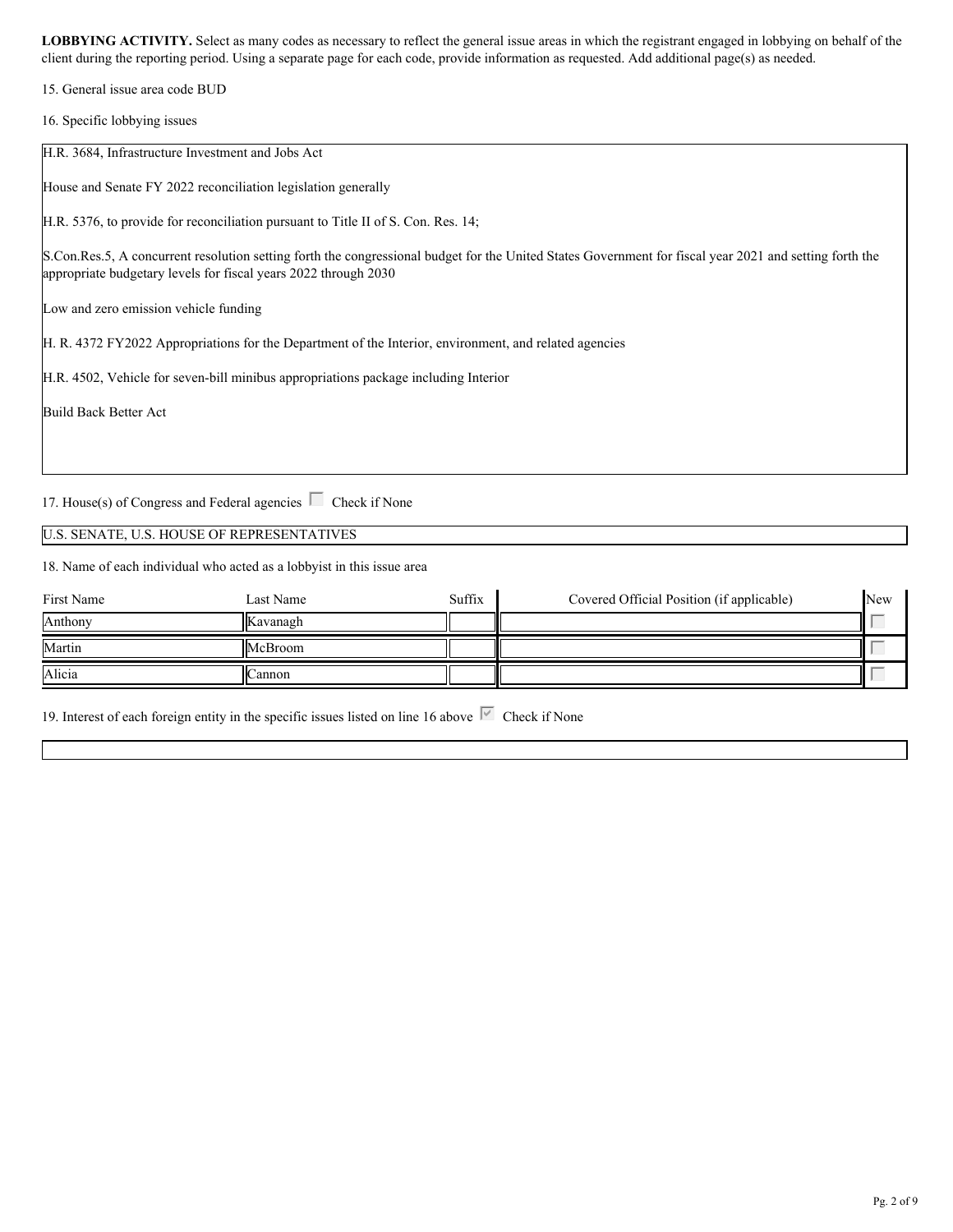**LOBBYING ACTIVITY.** Select as many codes as necessary to reflect the general issue areas in which the registrant engaged in lobbying on behalf of the client during the reporting period. Using a separate page for each code, provide information as requested. Add additional page(s) as needed.

15. General issue area code BUD

16. Specific lobbying issues

H.R. 3684, Infrastructure Investment and Jobs Act

House and Senate FY 2022 reconciliation legislation generally

H.R. 5376, to provide for reconciliation pursuant to Title II of S. Con. Res. 14;

S.Con.Res.5, A concurrent resolution setting forth the congressional budget for the United States Government for fiscal year 2021 and setting forth the appropriate budgetary levels for fiscal years 2022 through 2030

Low and zero emission vehicle funding

H. R. 4372 FY2022 Appropriations for the Department of the Interior, environment, and related agencies

H.R. 4502, Vehicle for seven-bill minibus appropriations package including Interior

Build Back Better Act

17. House(s) of Congress and Federal agencies ☐ Check if None

U.S. SENATE, U.S. HOUSE OF REPRESENTATIVES

18. Name of each individual who acted as a lobbyist in this issue area

| First Name | Last Name | Suffix | Covered Official Position (if applicable) | New |
|---|---|---|---|---|
| Anthony | Kavanagh | | | ☐ |
| Martin | McBroom | | | ☐ |
| Alicia | Cannon | | | ☐ |

19. Interest of each foreign entity in the specific issues listed on line 16 above ☑ Check if None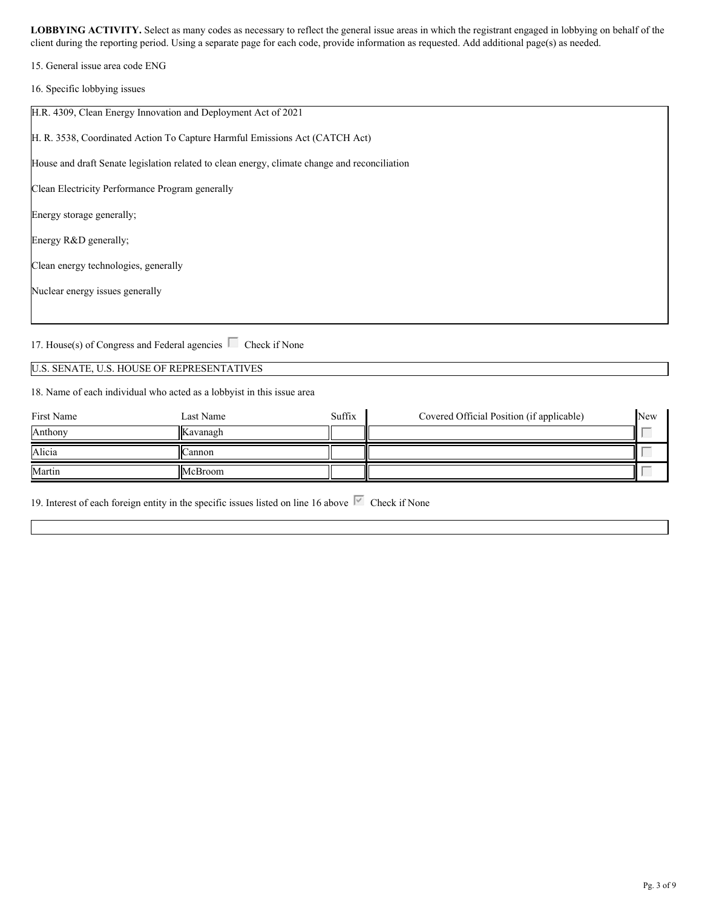**LOBBYING ACTIVITY.** Select as many codes as necessary to reflect the general issue areas in which the registrant engaged in lobbying on behalf of the client during the reporting period. Using a separate page for each code, provide information as requested. Add additional page(s) as needed.

15. General issue area code ENG

16. Specific lobbying issues

H.R. 4309, Clean Energy Innovation and Deployment Act of 2021

H. R. 3538, Coordinated Action To Capture Harmful Emissions Act (CATCH Act)

House and draft Senate legislation related to clean energy, climate change and reconciliation

Clean Electricity Performance Program generally

Energy storage generally;

Energy R&D generally;

Clean energy technologies, generally

Nuclear energy issues generally

17. House(s) of Congress and Federal agencies ☐ Check if None

U.S. SENATE, U.S. HOUSE OF REPRESENTATIVES

18. Name of each individual who acted as a lobbyist in this issue area

| First Name | Last Name | Suffix | Covered Official Position (if applicable) | New |
|---|---|---|---|---|
| Anthony | Kavanagh | | | ☐ |
| Alicia | Cannon | | | ☐ |
| Martin | McBroom | | | ☐ |

19. Interest of each foreign entity in the specific issues listed on line 16 above ☑ Check if None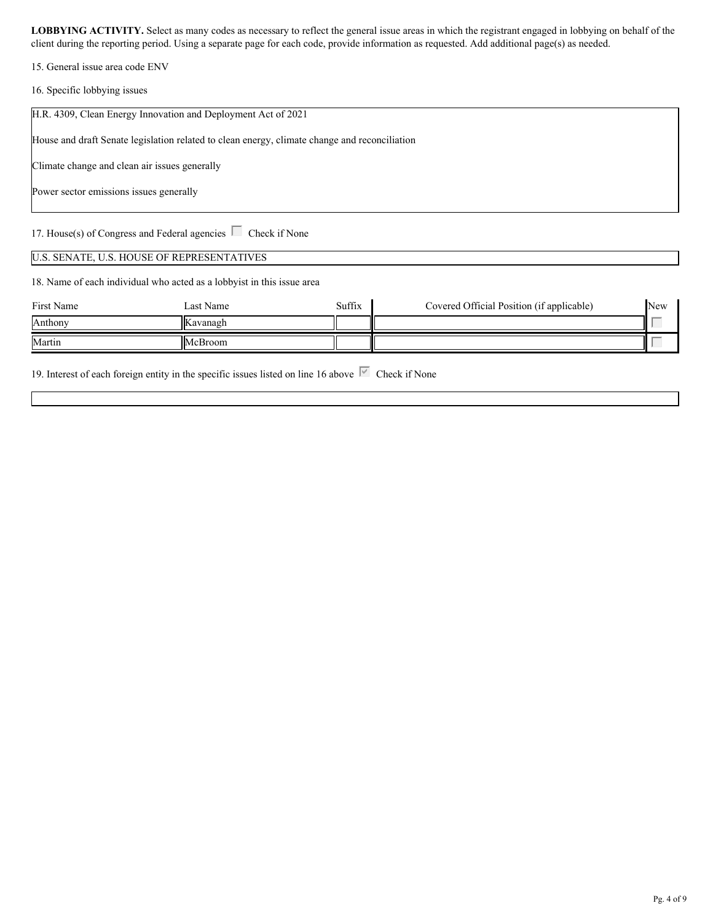**LOBBYING ACTIVITY.** Select as many codes as necessary to reflect the general issue areas in which the registrant engaged in lobbying on behalf of the client during the reporting period. Using a separate page for each code, provide information as requested. Add additional page(s) as needed.

15. General issue area code ENV

16. Specific lobbying issues

H.R. 4309, Clean Energy Innovation and Deployment Act of 2021

House and draft Senate legislation related to clean energy, climate change and reconciliation

Climate change and clean air issues generally

Power sector emissions issues generally

17. House(s) of Congress and Federal agencies ☐ Check if None

U.S. SENATE, U.S. HOUSE OF REPRESENTATIVES

18. Name of each individual who acted as a lobbyist in this issue area

| First Name | Last Name | Suffix | Covered Official Position (if applicable) | New |
|---|---|---|---|---|
| Anthony | Kavanagh | | | ☐ |
| Martin | McBroom | | | ☐ |

19. Interest of each foreign entity in the specific issues listed on line 16 above ☑ Check if None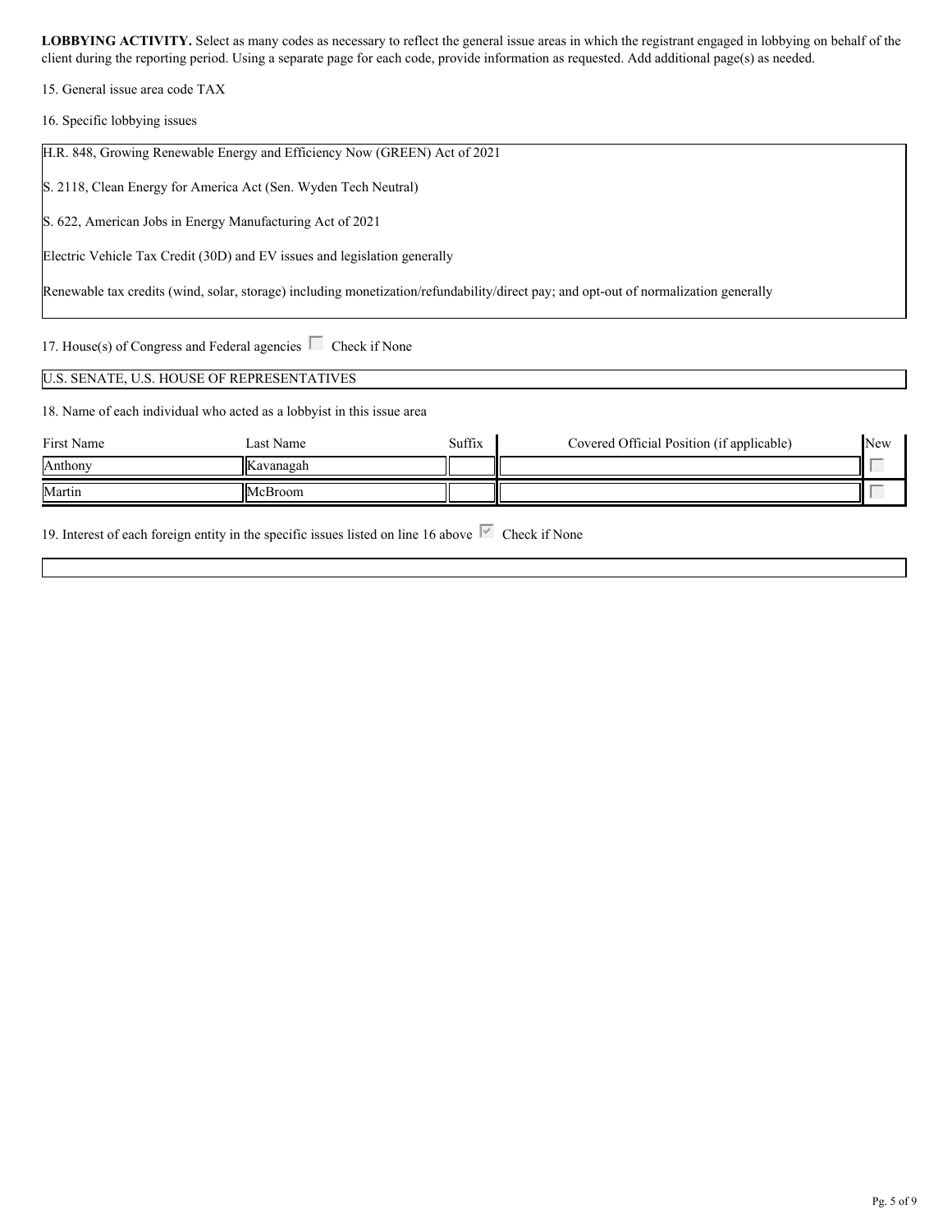**LOBBYING ACTIVITY.** Select as many codes as necessary to reflect the general issue areas in which the registrant engaged in lobbying on behalf of the client during the reporting period. Using a separate page for each code, provide information as requested. Add additional page(s) as needed.

15. General issue area code TAX

16. Specific lobbying issues

H.R. 848, Growing Renewable Energy and Efficiency Now (GREEN) Act of 2021

S. 2118, Clean Energy for America Act (Sen. Wyden Tech Neutral)

S. 622, American Jobs in Energy Manufacturing Act of 2021

Electric Vehicle Tax Credit (30D) and EV issues and legislation generally

Renewable tax credits (wind, solar, storage) including monetization/refundability/direct pay; and opt-out of normalization generally

17. House(s) of Congress and Federal agencies ☐ Check if None

U.S. SENATE, U.S. HOUSE OF REPRESENTATIVES

18. Name of each individual who acted as a lobbyist in this issue area

| First Name | Last Name | Suffix | Covered Official Position (if applicable) | New |
|---|---|---|---|---|
| Anthony | Kavanagah | | | ☐ |
| Martin | McBroom | | | ☐ |

19. Interest of each foreign entity in the specific issues listed on line 16 above ☑ Check if None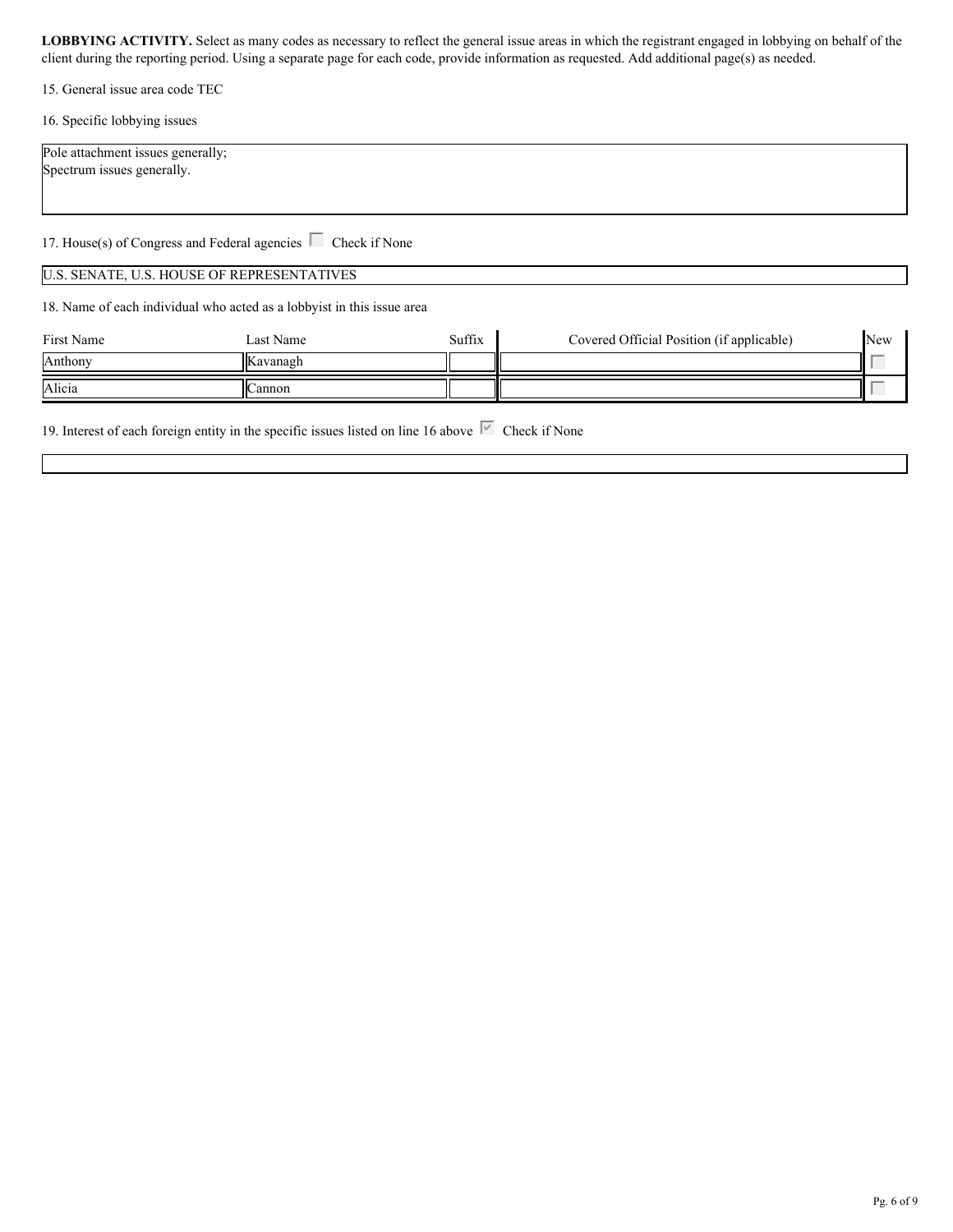**LOBBYING ACTIVITY.** Select as many codes as necessary to reflect the general issue areas in which the registrant engaged in lobbying on behalf of the client during the reporting period. Using a separate page for each code, provide information as requested. Add additional page(s) as needed.

15. General issue area code TEC

16. Specific lobbying issues

Pole attachment issues generally;
Spectrum issues generally.

17. House(s) of Congress and Federal agencies ☐ Check if None

U.S. SENATE, U.S. HOUSE OF REPRESENTATIVES

18. Name of each individual who acted as a lobbyist in this issue area

| First Name | Last Name | Suffix | Covered Official Position (if applicable) | New |
|---|---|---|---|---|
| Anthony | Kavanagh | | | ☐ |
| Alicia | Cannon | | | ☐ |

19. Interest of each foreign entity in the specific issues listed on line 16 above ☑ Check if None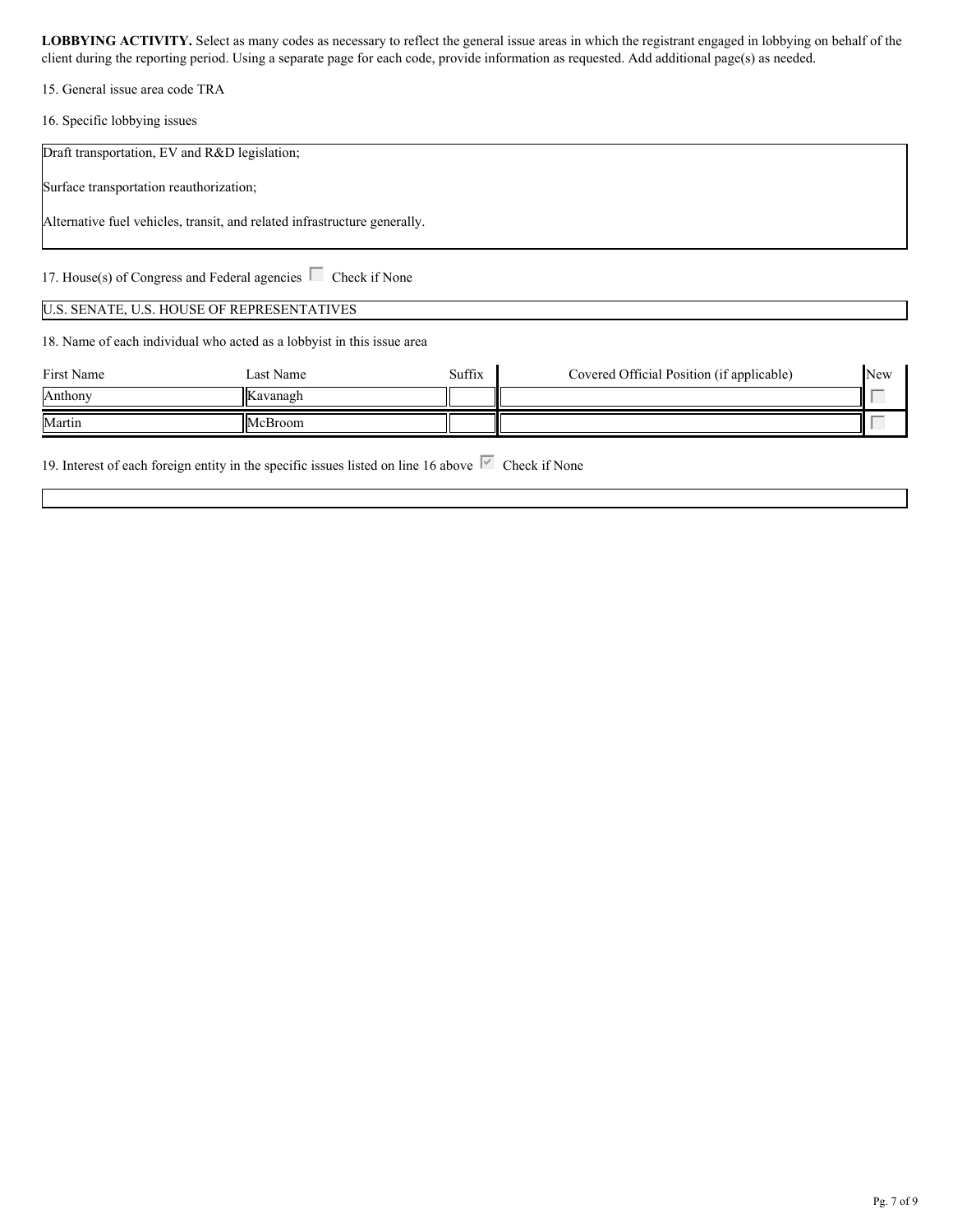**LOBBYING ACTIVITY.** Select as many codes as necessary to reflect the general issue areas in which the registrant engaged in lobbying on behalf of the client during the reporting period. Using a separate page for each code, provide information as requested. Add additional page(s) as needed.

15. General issue area code TRA

16. Specific lobbying issues

Draft transportation, EV and R&D legislation;

Surface transportation reauthorization;

Alternative fuel vehicles, transit, and related infrastructure generally.

17. House(s) of Congress and Federal agencies ☐ Check if None

U.S. SENATE, U.S. HOUSE OF REPRESENTATIVES

18. Name of each individual who acted as a lobbyist in this issue area

| First Name | Last Name | Suffix | Covered Official Position (if applicable) | New |
|---|---|---|---|---|
| Anthony | Kavanagh | | | ☐ |
| Martin | McBroom | | | ☐ |

19. Interest of each foreign entity in the specific issues listed on line 16 above ☑ Check if None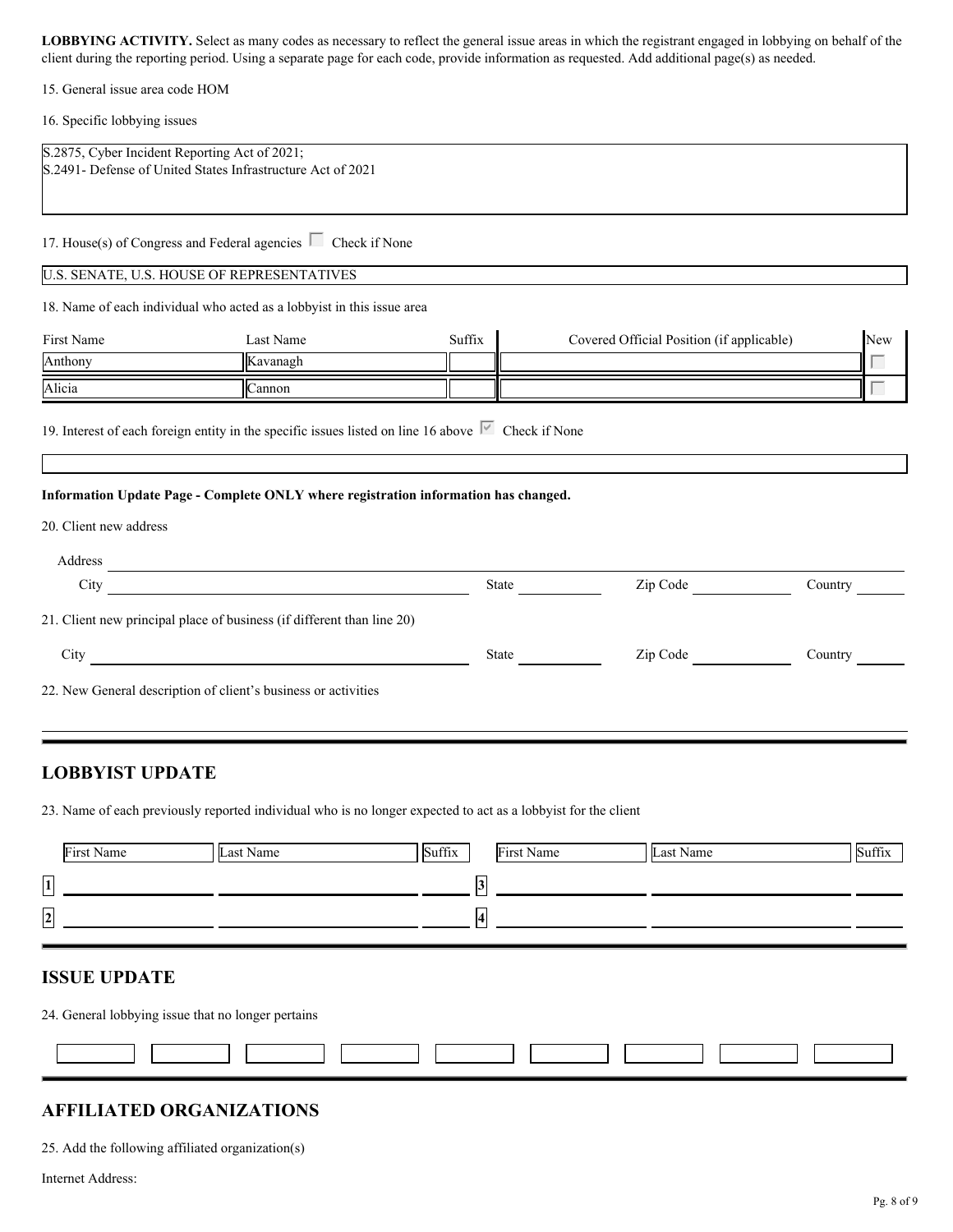**LOBBYING ACTIVITY.** Select as many codes as necessary to reflect the general issue areas in which the registrant engaged in lobbying on behalf of the client during the reporting period. Using a separate page for each code, provide information as requested. Add additional page(s) as needed.

15. General issue area code HOM

16. Specific lobbying issues

S.2875, Cyber Incident Reporting Act of 2021;
S.2491- Defense of United States Infrastructure Act of 2021

17. House(s) of Congress and Federal agencies ☐ Check if None

U.S. SENATE, U.S. HOUSE OF REPRESENTATIVES

18. Name of each individual who acted as a lobbyist in this issue area

| First Name | Last Name | Suffix | Covered Official Position (if applicable) | New |
|---|---|---|---|---|
| Anthony | Kavanagh | | | ☐ |
| Alicia | Cannon | | | ☐ |

19. Interest of each foreign entity in the specific issues listed on line 16 above ☑ Check if None

**Information Update Page - Complete ONLY where registration information has changed.**

20. Client new address

Address

City State Zip Code Country

21. Client new principal place of business (if different than line 20)

City State Zip Code Country

22. New General description of client's business or activities

## LOBBYIST UPDATE

23. Name of each previously reported individual who is no longer expected to act as a lobbyist for the client

| | First Name | Last Name | Suffix | | First Name | Last Name | Suffix |
|---|---|---|---|---|---|---|---|
| 1 | | | | 3 | | | |
| 2 | | | | 4 | | | |

## ISSUE UPDATE

24. General lobbying issue that no longer pertains

## AFFILIATED ORGANIZATIONS

25. Add the following affiliated organization(s)

Internet Address: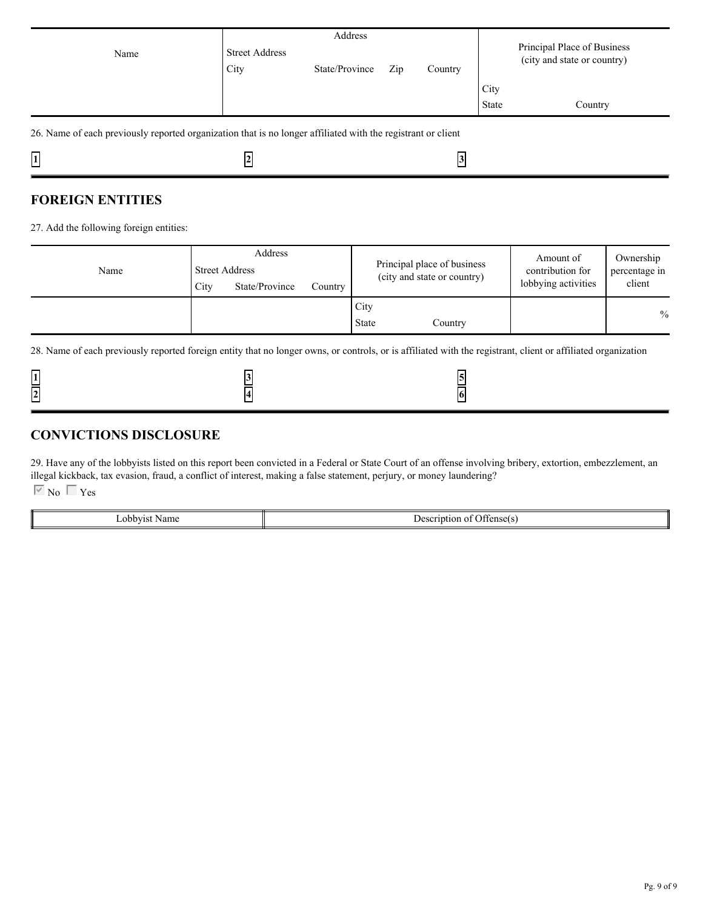| Name | Address<br>Street Address<br>City State/Province Zip Country | Principal Place of Business<br>(city and state or country) |
|---|---|---|
| | | City<br>State Country |

26. Name of each previously reported organization that is no longer affiliated with the registrant or client

| | | |
|---|---|---|
| 1 | 2 | 3 |

## FOREIGN ENTITIES

27. Add the following foreign entities:

| Name | Address<br>Street Address<br>City State/Province Country | Principal place of business<br>(city and state or country) | Amount of contribution for lobbying activities | Ownership percentage in client |
|---|---|---|---|---|
| | | City<br>State Country | | % |

28. Name of each previously reported foreign entity that no longer owns, or controls, or is affiliated with the registrant, client or affiliated organization

| | | |
|---|---|---|
| 1 | 3 | 5 |
| 2 | 4 | 6 |

## CONVICTIONS DISCLOSURE

29. Have any of the lobbyists listed on this report been convicted in a Federal or State Court of an offense involving bribery, extortion, embezzlement, an illegal kickback, tax evasion, fraud, a conflict of interest, making a false statement, perjury, or money laundering?

☑ No ☐ Yes

| Lobbyist Name | Description of Offense(s) |
|---|---|